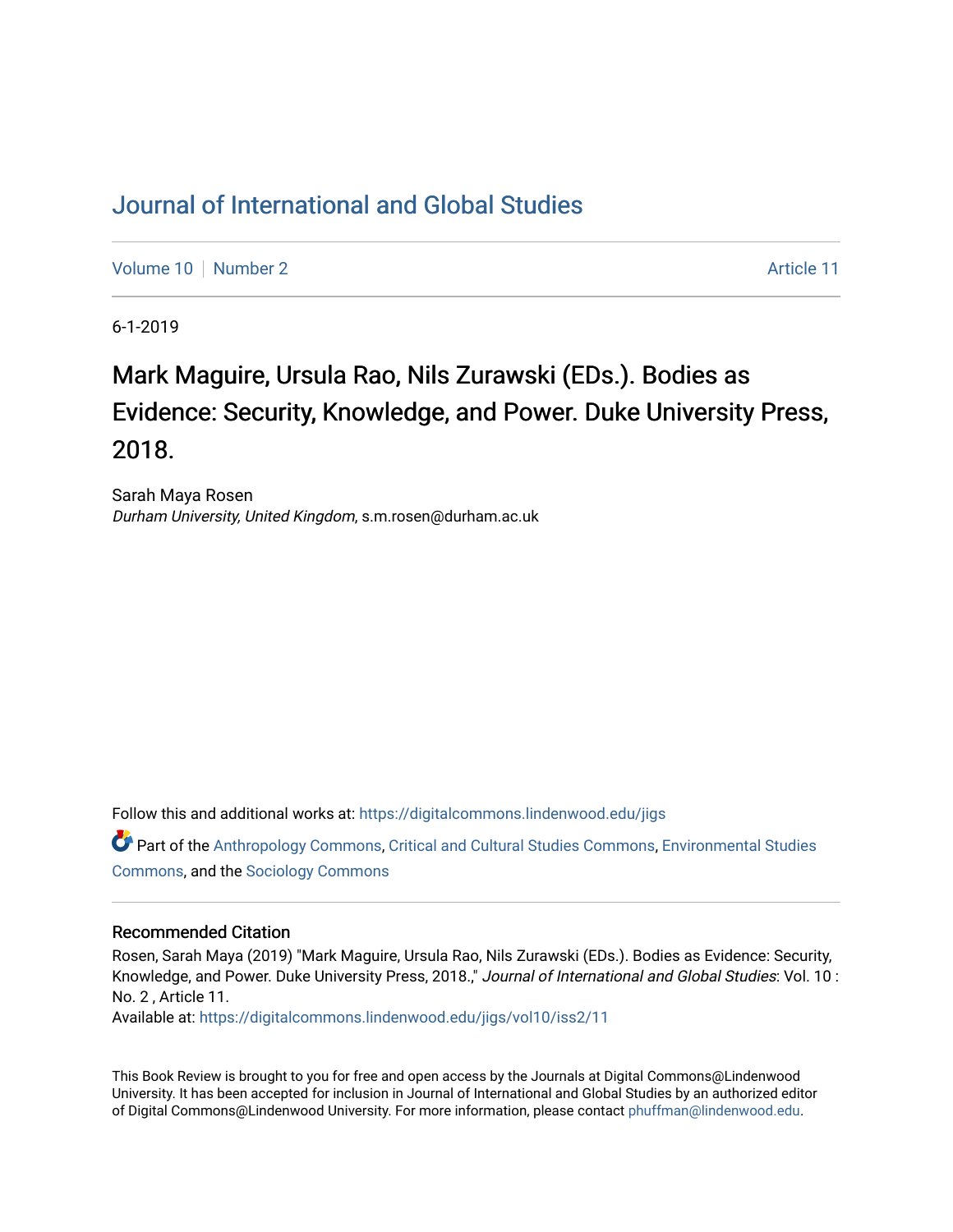# Journal of International and Global Studies

Volume 10 | Number 2 | Article 11

6-1-2019

## Mark Maguire, Ursula Rao, Nils Zurawski (EDs.). Bodies as Evidence: Security, Knowledge, and Power. Duke University Press, 2018.

Sarah Maya Rosen
*Durham University, United Kingdom*, s.m.rosen@durham.ac.uk

Follow this and additional works at: https://digitalcommons.lindenwood.edu/jigs

Part of the Anthropology Commons, Critical and Cultural Studies Commons, Environmental Studies Commons, and the Sociology Commons

### Recommended Citation

Rosen, Sarah Maya (2019) "Mark Maguire, Ursula Rao, Nils Zurawski (EDs.). Bodies as Evidence: Security, Knowledge, and Power. Duke University Press, 2018.," *Journal of International and Global Studies*: Vol. 10 : No. 2 , Article 11.
Available at: https://digitalcommons.lindenwood.edu/jigs/vol10/iss2/11

This Book Review is brought to you for free and open access by the Journals at Digital Commons@Lindenwood University. It has been accepted for inclusion in Journal of International and Global Studies by an authorized editor of Digital Commons@Lindenwood University. For more information, please contact phuffman@lindenwood.edu.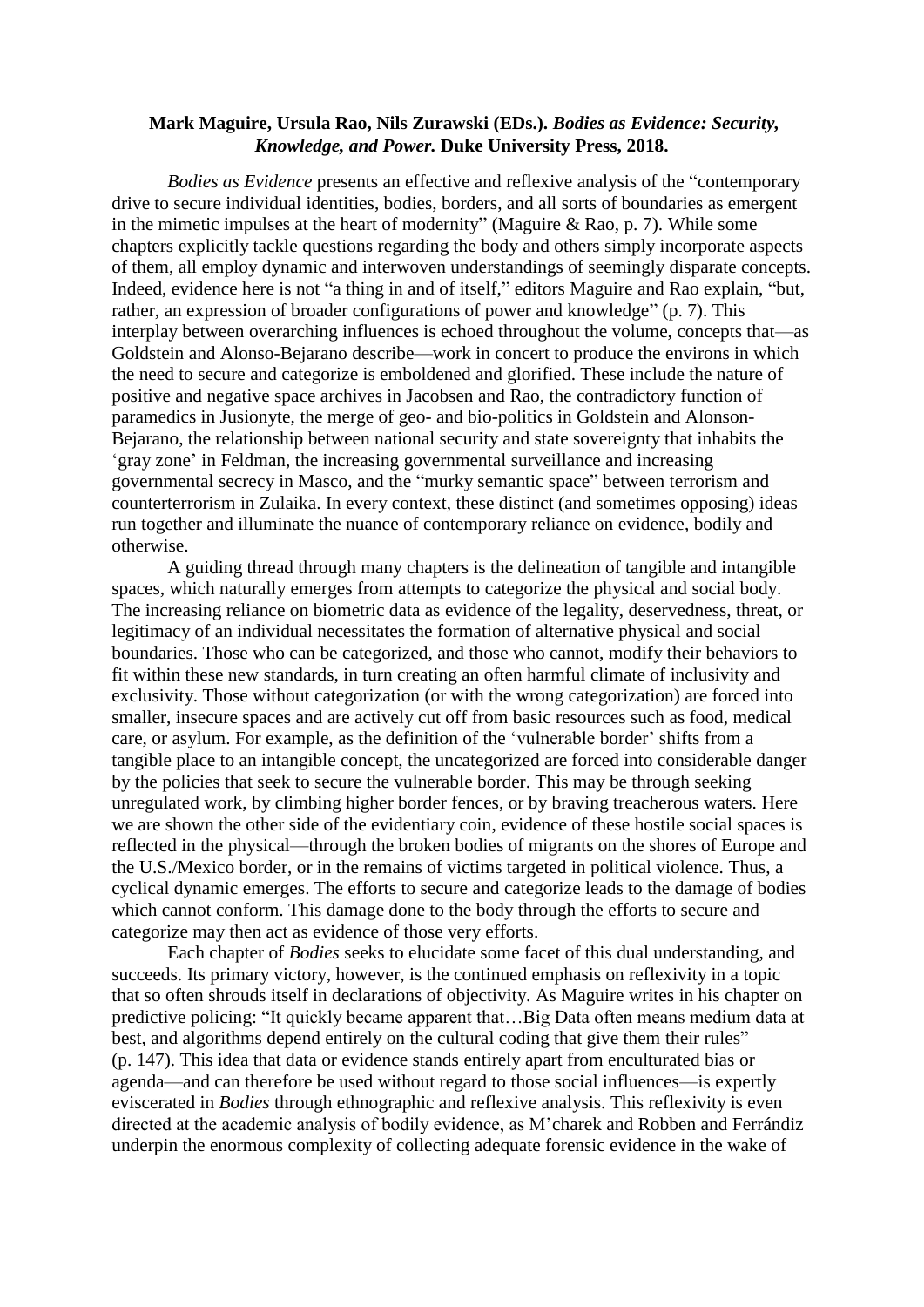**Mark Maguire, Ursula Rao, Nils Zurawski (EDs.). *Bodies as Evidence: Security, Knowledge, and Power.* Duke University Press, 2018.**

*Bodies as Evidence* presents an effective and reflexive analysis of the "contemporary drive to secure individual identities, bodies, borders, and all sorts of boundaries as emergent in the mimetic impulses at the heart of modernity" (Maguire & Rao, p. 7). While some chapters explicitly tackle questions regarding the body and others simply incorporate aspects of them, all employ dynamic and interwoven understandings of seemingly disparate concepts. Indeed, evidence here is not "a thing in and of itself," editors Maguire and Rao explain, "but, rather, an expression of broader configurations of power and knowledge" (p. 7). This interplay between overarching influences is echoed throughout the volume, concepts that—as Goldstein and Alonso-Bejarano describe—work in concert to produce the environs in which the need to secure and categorize is emboldened and glorified. These include the nature of positive and negative space archives in Jacobsen and Rao, the contradictory function of paramedics in Jusionyte, the merge of geo- and bio-politics in Goldstein and Alonson-Bejarano, the relationship between national security and state sovereignty that inhabits the 'gray zone' in Feldman, the increasing governmental surveillance and increasing governmental secrecy in Masco, and the "murky semantic space" between terrorism and counterterrorism in Zulaika. In every context, these distinct (and sometimes opposing) ideas run together and illuminate the nuance of contemporary reliance on evidence, bodily and otherwise.

A guiding thread through many chapters is the delineation of tangible and intangible spaces, which naturally emerges from attempts to categorize the physical and social body. The increasing reliance on biometric data as evidence of the legality, deservedness, threat, or legitimacy of an individual necessitates the formation of alternative physical and social boundaries. Those who can be categorized, and those who cannot, modify their behaviors to fit within these new standards, in turn creating an often harmful climate of inclusivity and exclusivity. Those without categorization (or with the wrong categorization) are forced into smaller, insecure spaces and are actively cut off from basic resources such as food, medical care, or asylum. For example, as the definition of the 'vulnerable border' shifts from a tangible place to an intangible concept, the uncategorized are forced into considerable danger by the policies that seek to secure the vulnerable border. This may be through seeking unregulated work, by climbing higher border fences, or by braving treacherous waters. Here we are shown the other side of the evidentiary coin, evidence of these hostile social spaces is reflected in the physical—through the broken bodies of migrants on the shores of Europe and the U.S./Mexico border, or in the remains of victims targeted in political violence. Thus, a cyclical dynamic emerges. The efforts to secure and categorize leads to the damage of bodies which cannot conform. This damage done to the body through the efforts to secure and categorize may then act as evidence of those very efforts.

Each chapter of *Bodies* seeks to elucidate some facet of this dual understanding, and succeeds. Its primary victory, however, is the continued emphasis on reflexivity in a topic that so often shrouds itself in declarations of objectivity. As Maguire writes in his chapter on predictive policing: "It quickly became apparent that…Big Data often means medium data at best, and algorithms depend entirely on the cultural coding that give them their rules" (p. 147). This idea that data or evidence stands entirely apart from enculturated bias or agenda—and can therefore be used without regard to those social influences—is expertly eviscerated in *Bodies* through ethnographic and reflexive analysis. This reflexivity is even directed at the academic analysis of bodily evidence, as M'charek and Robben and Ferrándiz underpin the enormous complexity of collecting adequate forensic evidence in the wake of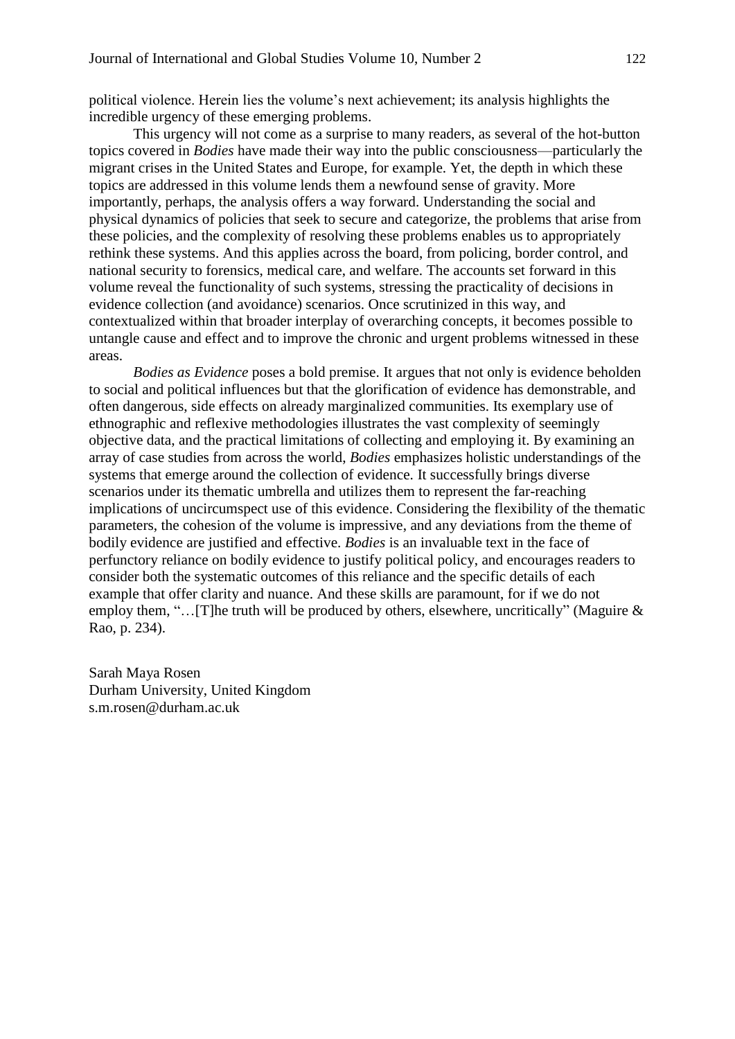political violence. Herein lies the volume's next achievement; its analysis highlights the incredible urgency of these emerging problems.

This urgency will not come as a surprise to many readers, as several of the hot-button topics covered in *Bodies* have made their way into the public consciousness—particularly the migrant crises in the United States and Europe, for example. Yet, the depth in which these topics are addressed in this volume lends them a newfound sense of gravity. More importantly, perhaps, the analysis offers a way forward. Understanding the social and physical dynamics of policies that seek to secure and categorize, the problems that arise from these policies, and the complexity of resolving these problems enables us to appropriately rethink these systems. And this applies across the board, from policing, border control, and national security to forensics, medical care, and welfare. The accounts set forward in this volume reveal the functionality of such systems, stressing the practicality of decisions in evidence collection (and avoidance) scenarios. Once scrutinized in this way, and contextualized within that broader interplay of overarching concepts, it becomes possible to untangle cause and effect and to improve the chronic and urgent problems witnessed in these areas.

*Bodies as Evidence* poses a bold premise. It argues that not only is evidence beholden to social and political influences but that the glorification of evidence has demonstrable, and often dangerous, side effects on already marginalized communities. Its exemplary use of ethnographic and reflexive methodologies illustrates the vast complexity of seemingly objective data, and the practical limitations of collecting and employing it. By examining an array of case studies from across the world, *Bodies* emphasizes holistic understandings of the systems that emerge around the collection of evidence. It successfully brings diverse scenarios under its thematic umbrella and utilizes them to represent the far-reaching implications of uncircumspect use of this evidence. Considering the flexibility of the thematic parameters, the cohesion of the volume is impressive, and any deviations from the theme of bodily evidence are justified and effective. *Bodies* is an invaluable text in the face of perfunctory reliance on bodily evidence to justify political policy, and encourages readers to consider both the systematic outcomes of this reliance and the specific details of each example that offer clarity and nuance. And these skills are paramount, for if we do not employ them, "…[T]he truth will be produced by others, elsewhere, uncritically" (Maguire & Rao, p. 234).

Sarah Maya Rosen
Durham University, United Kingdom
s.m.rosen@durham.ac.uk